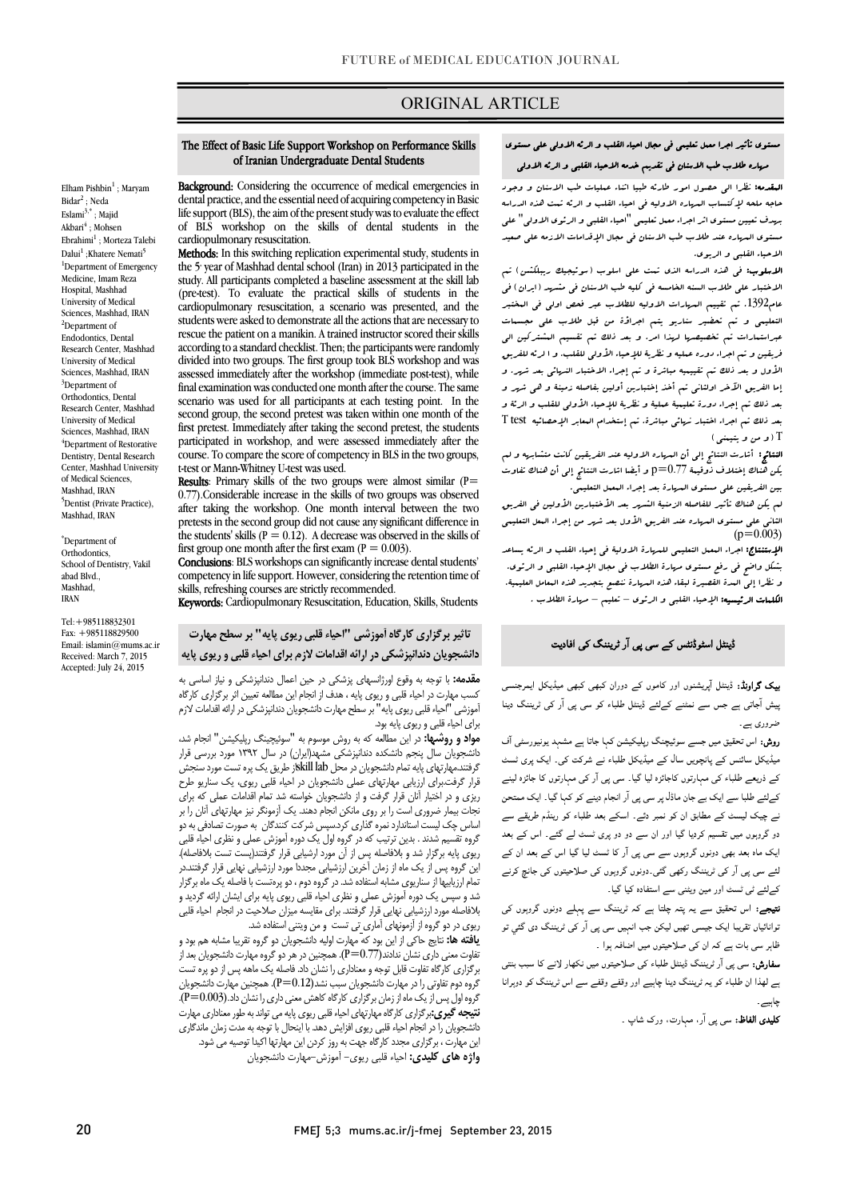# ORIGINAL ARTICLE

## The Effect of Basic Life Support Workshop on Performance Skills of Iranian Undergraduate Dental Students

Elham Pishbin[1] ; Maryam Bidar[2] ; Neda Eslami[3,*] ; Majid Akbari[4] ; Mohsen Ebrahimi[1] ; Morteza Talebi Dalui[1] ;Khatere Nemati[5]

[1]Department of Emergency Medicine, Imam Reza Hospital, Mashhad University of Medical Sciences, Mashhad, IRAN

[2]Department of Endodontics, Dental Research Center, Mashhad University of Medical Sciences, Mashhad, IRAN

[3]Department of Orthodontics, Dental Research Center, Mashhad University of Medical Sciences, Mashhad, IRAN

[4]Department of Restorative Dentistry, Dental Research Center, Mashhad University of Medical Sciences, Mashhad, IRAN

[5]Dentist (Private Practice), Mashhad, IRAN

*Department of Orthodontics, School of Dentistry, Vakil abad Blvd., Mashhad, IRAN

Tel:+985118832301
Fax: +985118829500
Email: islamin@mums.ac.ir
Received: March 7, 2015
Accepted: July 24, 2015

**Background:** Considering the occurrence of medical emergencies in dental practice, and the essential need of acquiring competency in Basic life support (BLS), the aim of the present study was to evaluate the effect of BLS workshop on the skills of dental students in the cardiopulmonary resuscitation.

**Methods:** In this switching replication experimental study, students in the 5 year of Mashhad dental school (Iran) in 2013 participated in the study. All participants completed a baseline assessment at the skill lab (pre-test). To evaluate the practical skills of students in the cardiopulmonary resuscitation, a scenario was presented, and the students were asked to demonstrate all the actions that are necessary to rescue the patient on a manikin. A trained instructor scored their skills according to a standard checklist. Then; the participants were randomly divided into two groups. The first group took BLS workshop and was assessed immediately after the workshop (immediate post-test), while final examination was conducted one month after the course. The same scenario was used for all participants at each testing point. In the second group, the second pretest was taken within one month of the first pretest. Immediately after taking the second pretest, the students participated in workshop, and were assessed immediately after the course. To compare the score of competency in BLS in the two groups, t-test or Mann-Whitney U-test was used.

**Results**: Primary skills of the two groups were almost similar (P= 0.77).Considerable increase in the skills of two groups was observed after taking the workshop. One month interval between the two pretests in the second group did not cause any significant difference in the students' skills (P = 0.12). A decrease was observed in the skills of first group one month after the first exam (P = 0.003).

**Conclusions**: BLS workshops can significantly increase dental students' competency in life support. However, considering the retention time of skills, refreshing courses are strictly recommended.

**Keywords:** Cardiopulmonary Resuscitation, Education, Skills, Students

## تاثیر برگزاری کارگاه آموزشی "احیاء قلبی ریوی پایه" بر سطح مهارت دانشجویان دندانپزشکی در ارائه اقدامات لازم برای احیاء قلبی و ریوی پایه

**مقدمه:** با توجه به وقوع اورژانسهای پزشکی در حین اعمال دندانپزشکی و نیاز اساسی به کسب مهارت در احیاء قلبی و ریوی پایه ، هدف از انجام این مطالعه تعیین اثر برگزاری کارگاه آموزشی "احیاء قلبی ریوی پایه" بر سطح مهارت دانشجویان دندانپزشکی در ارائه اقدامات لازم برای احیاء قلبی و ریوی پایه بود.

**مواد و روشها:** در این مطالعه که به روش موسوم به "سوئیچینگ رپلیکیشن" انجام شد، دانشجویان سال پنجم دانشکده دندانپزشکی مشهد(ایران) در سال ۱۳۹۲ مورد بررسی قرار گرفتند.مهارتهای پایه تمام دانشجویان در محل skill lab از طریق یک پره تست مورد سنجش قرار گرفت.برای ارزیابی مهارتهای عملی دانشجویان در احیاء قلبی ریوی، یک سناریو طرح ریزی و در اختیار آنان قرار گرفت و از دانشجویان خواسته شد تمام اقدامات عملی که برای نجات بیمار ضروری است را بر روی مانکن انجام دهند. یک آزمونگر نیز مهارتهای آنان را بر اساس چک لیست استاندارد نمره گذاری کردسپس شرکت کنندگان به صورت تصادفی به دو گروه تقسیم شدند . بدین ترتیب که در گروه اول یک دوره آموزش عملی و نظری احیاء قلبی ریوی پایه برگزار شد و بلافاصله پس از آن مورد ارشیابی قرار گرفتند(پست تست بلافاصله). این گروه پس از یک ماه از زمان آخرین ارزشیابی مجددا مورد ارزشیابی نهایی قرار گرفتند.در تمام ارزیابیها از سناریوی مشابه استفاده شد. در گروه دوم ، دو پره‌تست با فاصله یک ماه برگزار شد و سپس یک دوره آموزش عملی و نظری احیاء قلبی ریوی پایه برای ایشان ارائه گردید و بلافاصله مورد ارزشیابی نهایی قرار گرفتند. برای مقایسه میزان صلاحیت در انجام احیاء قلبی ریوی در دو گروه از آزمونهای آماری تی تست و من ویتنی استفاده شد.

**یافته ها:** نتایج حاکی از این بود که مهارت اولیه دانشجویان دو گروه تقریبا مشابه هم بود و تفاوت معنی داری نشان ندادند(P=0.77). همچنین در هر دو گروه مهارت دانشجویان بعد از برگزاری کارگاه تفاوت قابل توجه و معناداری را نشان داد. فاصله یک ماهه پس از دو پره تست گروه دوم تفاوتی را در مهارت دانشجویان سبب نشد(P=0.12). همچنین مهارت دانشجویان گروه اول پس از یک ماه از زمان برگزاری کارگاه کاهش معنی داری را نشان داد.(P=0.003).

**نتیجه گیری:**برگزاری کارگاه مهارتهای احیاء قلبی ریوی پایه می تواند به طور معناداری مهارت دانشجویان را در انجام احیاء قلبی ریوی افزایش دهد. با اینحال با توجه به مدت زمان ماندگاری این مهارت ، برگزاری مجدد کارگاه جهت به روز کردن این مهارتها اکیدا توصیه می شود.

**واژه های کلیدی:** احیاء قلبی ریوی- آموزش-مهارت دانشجویان

## مستوى تأثير اجرا معمل تعليمي في مجال احياء القلب و الرئة الاولى على مستوى مهارة طلاب طب الاسنان في تقديم خدمة الاحياء القلبي و الرئة الاولى

**المقدمه:** نظرا الى حصول امور طارئة طبيا اثناء عمليات طب الاسنان و وجود حاجه ملحه لإكتساب المهارة الاولية في احياء القلب و الرئة تمت هذه الدراسه بهدف تعيين مستوى اثر اجراء معمل تعليمي "احياء القلبي و الرئوي الاولي" على مستوى المهاره عند طلاب طب الاسنان في مجال الإقدامات اللازمه على صعيد الاحياء القلبي و الريوي.

**الاسلوب:** في هذه الدراسه التى تمت على اسلوب (سوئيچينگ ريپليكشن) تم الاختبار على طلاب السنه الخامسه في كليه طب الاسنان في مشهد (ايران) في عام1392. تم تقييم المهارات الاوليه للطلاب عبر فحص اولي في المختبر التعليمي. و تم تحضير سناريو يتم اجراؤة من قبل طلاب على مجسمات عبراستمارات تم تخصيصها لهذا امر. و بعد ذلك تم تقسيم المشتركين الى فريقين و تم اجراء دوره عمليه و نظرية للإحياء الأولي للقلب، و ا رئه للفريق الأول و بعد ذلك تم تقييمه مباشرة و تم إجراء الاختبار النهائي بعد شهر. و إما الفريق الآخر اولتاني تم أخذ إختبارين أولين بفاصله زمنية و هي شهر و بعد ذلك تم إجراء دورة تعليمية عملية و نظرية للإحياء الأولي للقلب و الرئة و بعد ذلك تم اجراء اختبار نهائيا مباشرة. تم إستخدام المعيار الإحصائيه T test و T (و من و يتيمني )

**النتائج:** أشارت النتائج إلى أن المهاره الاوليه عند الفريقين كانت متشابهه و لم يكن هناك إختلاف ذوقيمة p=0.77 و أيضا اشارت النتائج إلى أن هناك تفاوت بين الفريقين على مستوى المهارة بعد إجراء المعمل التعليمي.
لم يكن هناك تأثير للفاصله الزمنية الشهر بعد الأختبارين الأولين في الفريق الثاني على مستوى المهاره عند الفريق الأول بعد شهر من إجراء المعمل التعليمي (p=0.003)

**الإستنتاج:** اجراء المعمل التعليمي للمهارة الاوليه في إحياء القلب و الرئه يساعد بشكل واضح في رفع مستوى مهارة الطلاب في مجال الإحياء القلبي و الرئوي. و نظرا إلى المدة القصيرة لبقاء هذه المهارة ننصح بتجديد هذه المعامل العلميه.

**الكلمات الرئيسيه:** الإحياء القلبي و الرئوي - تعليم - مهارة الطلاب .

## ڈینٹل اسٹوڈنٹس کے سی پی آر ٹریننگ کی افادیت

**بیک گراونڈ:** ڈینٹل آپریشنوں اور کاموں کے دوران کبھی کبھی میڈیکل ایمرجنسی پیش آجاتی ہے جس سے نمٹنے کےلئے ڈینٹل طلباء کو سی پی آر کی ٹریننگ دینا ضروری ہے۔

**روش:** اس تحقیق میں جسے سوئچنگ ریپلیکیشن کہا جاتا ہے مشہد یونیورسٹی آف میڈیکل سائنس کے پانچویں سال کے میڈیکل طلباء نے شرکت کی۔ ایک پری ٹسٹ کے ذریعے طلباء کی مہارتوں کاجائزہ لیا گيا۔ سی پی آر کی مہارتوں کا جائزہ لینے کےلئے طلبا سے ایک بے جان ماڈل پر سی پی آر انجام دینے کو کہا گيا۔ ایک ممتحن نے چیک لیسٹ کے مطابق ان کو نمبر دئے۔ اسکے بعد طلباء کو رینڈم طریقے سے دو گروہوں میں تقسیم کردیا گيا اور ان سے دو دو پری ٹسٹ لئے گئے۔ اس کے بعد ایک ماہ بعد بھی دونوں گروہوں سے سی پی آر کا ٹسٹ لیا گيا اس کے بعد ان کے لئے سی پی آر کی ٹریننگ رکھی گئی۔دونوں گروہوں کی صلاحیتوں کی جانچ کرنے کےلئے ٹی ٹسٹ اور مین ویٹنی سے استفادہ کیا گيا۔

**نتیجے:** اس تحقیق سے یہ پتہ چلتا ہے کہ ٹریننگ سے پہلے دونوں گروہوں کی توانائياں تقریبا ایک جیسی تھیں لیکن جب انہیں سی پی آر کی ٹریننگ دی گئي تو ظاہر سی بات ہے کہ ان کی صلاحیتوں میں اضافہ ہوا ۔

**سفارش:** سی پی آر ٹریننگ ڈینٹل طلباء کی صلاحیتوں میں نکھار لانے کا سبب بنتی ہے لھذا ان طلباء کو یہ ٹریننگ دینا چاہیے اور وقفے وقفے سے اس ٹریننگ کو دوہرانا چاہیے۔

**کلیدی الفاظ:** سی پی آر، مہارت، ورک شاپ ۔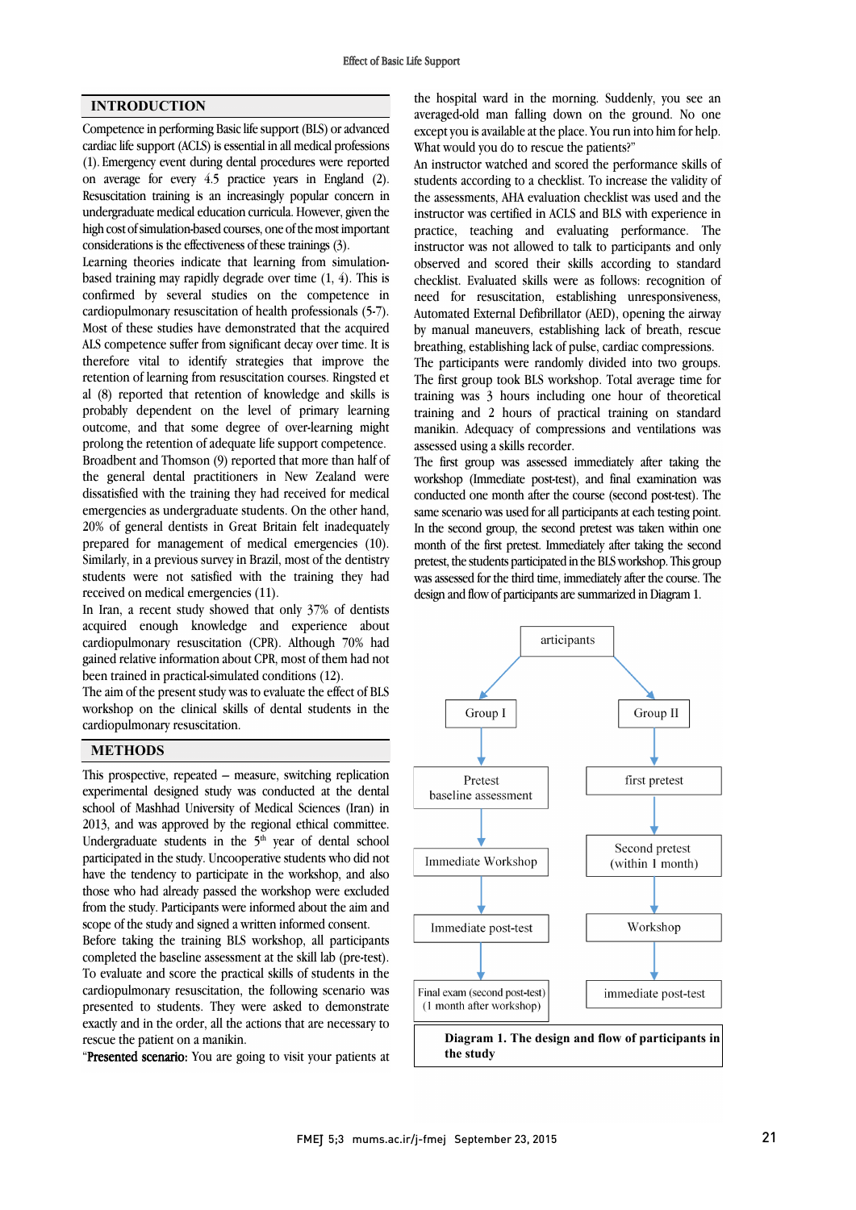## INTRODUCTION

Competence in performing Basic life support (BLS) or advanced cardiac life support (ACLS) is essential in all medical professions (1). Emergency event during dental procedures were reported on average for every 4.5 practice years in England (2). Resuscitation training is an increasingly popular concern in undergraduate medical education curricula. However, given the high cost of simulation-based courses, one of the most important considerations is the effectiveness of these trainings (3).

Learning theories indicate that learning from simulation-based training may rapidly degrade over time (1, 4). This is confirmed by several studies on the competence in cardiopulmonary resuscitation of health professionals (5-7). Most of these studies have demonstrated that the acquired ALS competence suffer from significant decay over time. It is therefore vital to identify strategies that improve the retention of learning from resuscitation courses. Ringsted et al (8) reported that retention of knowledge and skills is probably dependent on the level of primary learning outcome, and that some degree of over-learning might prolong the retention of adequate life support competence.

Broadbent and Thomson (9) reported that more than half of the general dental practitioners in New Zealand were dissatisfied with the training they had received for medical emergencies as undergraduate students. On the other hand, 20% of general dentists in Great Britain felt inadequately prepared for management of medical emergencies (10). Similarly, in a previous survey in Brazil, most of the dentistry students were not satisfied with the training they had received on medical emergencies (11).

In Iran, a recent study showed that only 37% of dentists acquired enough knowledge and experience about cardiopulmonary resuscitation (CPR). Although 70% had gained relative information about CPR, most of them had not been trained in practical-simulated conditions (12).

The aim of the present study was to evaluate the effect of BLS workshop on the clinical skills of dental students in the cardiopulmonary resuscitation.

## METHODS

This prospective, repeated – measure, switching replication experimental designed study was conducted at the dental school of Mashhad University of Medical Sciences (Iran) in 2013, and was approved by the regional ethical committee. Undergraduate students in the 5th year of dental school participated in the study. Uncooperative students who did not have the tendency to participate in the workshop, and also those who had already passed the workshop were excluded from the study. Participants were informed about the aim and scope of the study and signed a written informed consent.

Before taking the training BLS workshop, all participants completed the baseline assessment at the skill lab (pre-test). To evaluate and score the practical skills of students in the cardiopulmonary resuscitation, the following scenario was presented to students. They were asked to demonstrate exactly and in the order, all the actions that are necessary to rescue the patient on a manikin.

"**Presented scenario:** You are going to visit your patients at the hospital ward in the morning. Suddenly, you see an averaged-old man falling down on the ground. No one except you is available at the place. You run into him for help. What would you do to rescue the patients?"

An instructor watched and scored the performance skills of students according to a checklist. To increase the validity of the assessments, AHA evaluation checklist was used and the instructor was certified in ACLS and BLS with experience in practice, teaching and evaluating performance. The instructor was not allowed to talk to participants and only observed and scored their skills according to standard checklist. Evaluated skills were as follows: recognition of need for resuscitation, establishing unresponsiveness, Automated External Defibrillator (AED), opening the airway by manual maneuvers, establishing lack of breath, rescue breathing, establishing lack of pulse, cardiac compressions.

The participants were randomly divided into two groups. The first group took BLS workshop. Total average time for training was 3 hours including one hour of theoretical training and 2 hours of practical training on standard manikin. Adequacy of compressions and ventilations was assessed using a skills recorder.

The first group was assessed immediately after taking the workshop (Immediate post-test), and final examination was conducted one month after the course (second post-test). The same scenario was used for all participants at each testing point. In the second group, the second pretest was taken within one month of the first pretest. Immediately after taking the second pretest, the students participated in the BLS workshop. This group was assessed for the third time, immediately after the course. The design and flow of participants are summarized in Diagram 1.

articipants

| Group I | Group II |
|---|---|
| Pretest baseline assessment | first pretest |
| Immediate Workshop | Second pretest (within 1 month) |
| Immediate post-test | Workshop |
| Final exam (second post-test) (1 month after workshop) | immediate post-test |

**Diagram 1. The design and flow of participants in the study**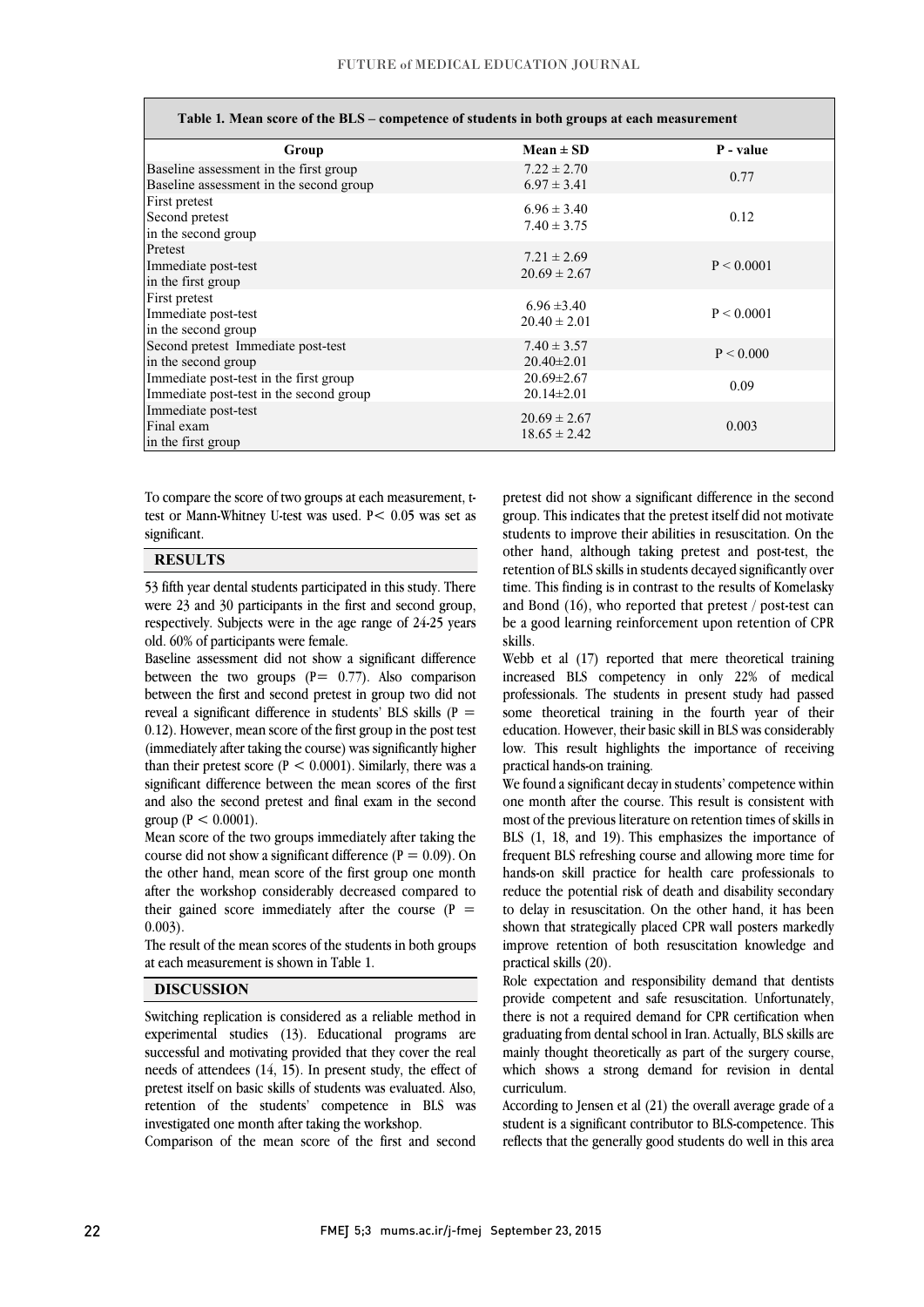**Table 1. Mean score of the BLS – competence of students in both groups at each measurement**

| Group | Mean ± SD | P - value |
|---|---|---|
| Baseline assessment in the first group<br>Baseline assessment in the second group | 7.22 ± 2.70<br>6.97 ± 3.41 | 0.77 |
| First pretest<br>Second pretest<br>in the second group | 6.96 ± 3.40<br>7.40 ± 3.75 | 0.12 |
| Pretest<br>Immediate post-test<br>in the first group | 7.21 ± 2.69<br>20.69 ± 2.67 | P < 0.0001 |
| First pretest<br>Immediate post-test<br>in the second group | 6.96 ±3.40<br>20.40 ± 2.01 | P < 0.0001 |
| Second pretest Immediate post-test<br>in the second group | 7.40 ± 3.57<br>20.40±2.01 | P < 0.000 |
| Immediate post-test in the first group<br>Immediate post-test in the second group | 20.69±2.67<br>20.14±2.01 | 0.09 |
| Immediate post-test<br>Final exam<br>in the first group | 20.69 ± 2.67<br>18.65 ± 2.42 | 0.003 |

To compare the score of two groups at each measurement, t-test or Mann-Whitney U-test was used. $P < 0.05$ was set as significant.

## RESULTS

53 fifth year dental students participated in this study. There were 23 and 30 participants in the first and second group, respectively. Subjects were in the age range of 24-25 years old. 60% of participants were female.

Baseline assessment did not show a significant difference between the two groups ($P = 0.77$). Also comparison between the first and second pretest in group two did not reveal a significant difference in students' BLS skills ($P = 0.12$). However, mean score of the first group in the post test (immediately after taking the course) was significantly higher than their pretest score ($P < 0.0001$). Similarly, there was a significant difference between the mean scores of the first and also the second pretest and final exam in the second group ($P < 0.0001$).

Mean score of the two groups immediately after taking the course did not show a significant difference ($P = 0.09$). On the other hand, mean score of the first group one month after the workshop considerably decreased compared to their gained score immediately after the course ($P = 0.003$).

The result of the mean scores of the students in both groups at each measurement is shown in Table 1.

## DISCUSSION

Switching replication is considered as a reliable method in experimental studies (13). Educational programs are successful and motivating provided that they cover the real needs of attendees (14, 15). In present study, the effect of pretest itself on basic skills of students was evaluated. Also, retention of the students' competence in BLS was investigated one month after taking the workshop.

Comparison of the mean score of the first and second pretest did not show a significant difference in the second group. This indicates that the pretest itself did not motivate students to improve their abilities in resuscitation. On the other hand, although taking pretest and post-test, the retention of BLS skills in students decayed significantly over time. This finding is in contrast to the results of Komelasky and Bond (16), who reported that pretest / post-test can be a good learning reinforcement upon retention of CPR skills.

Webb et al (17) reported that mere theoretical training increased BLS competency in only 22% of medical professionals. The students in present study had passed some theoretical training in the fourth year of their education. However, their basic skill in BLS was considerably low. This result highlights the importance of receiving practical hands-on training.

We found a significant decay in students' competence within one month after the course. This result is consistent with most of the previous literature on retention times of skills in BLS (1, 18, and 19). This emphasizes the importance of frequent BLS refreshing course and allowing more time for hands-on skill practice for health care professionals to reduce the potential risk of death and disability secondary to delay in resuscitation. On the other hand, it has been shown that strategically placed CPR wall posters markedly improve retention of both resuscitation knowledge and practical skills (20).

Role expectation and responsibility demand that dentists provide competent and safe resuscitation. Unfortunately, there is not a required demand for CPR certification when graduating from dental school in Iran. Actually, BLS skills are mainly thought theoretically as part of the surgery course, which shows a strong demand for revision in dental curriculum.

According to Jensen et al (21) the overall average grade of a student is a significant contributor to BLS-competence. This reflects that the generally good students do well in this area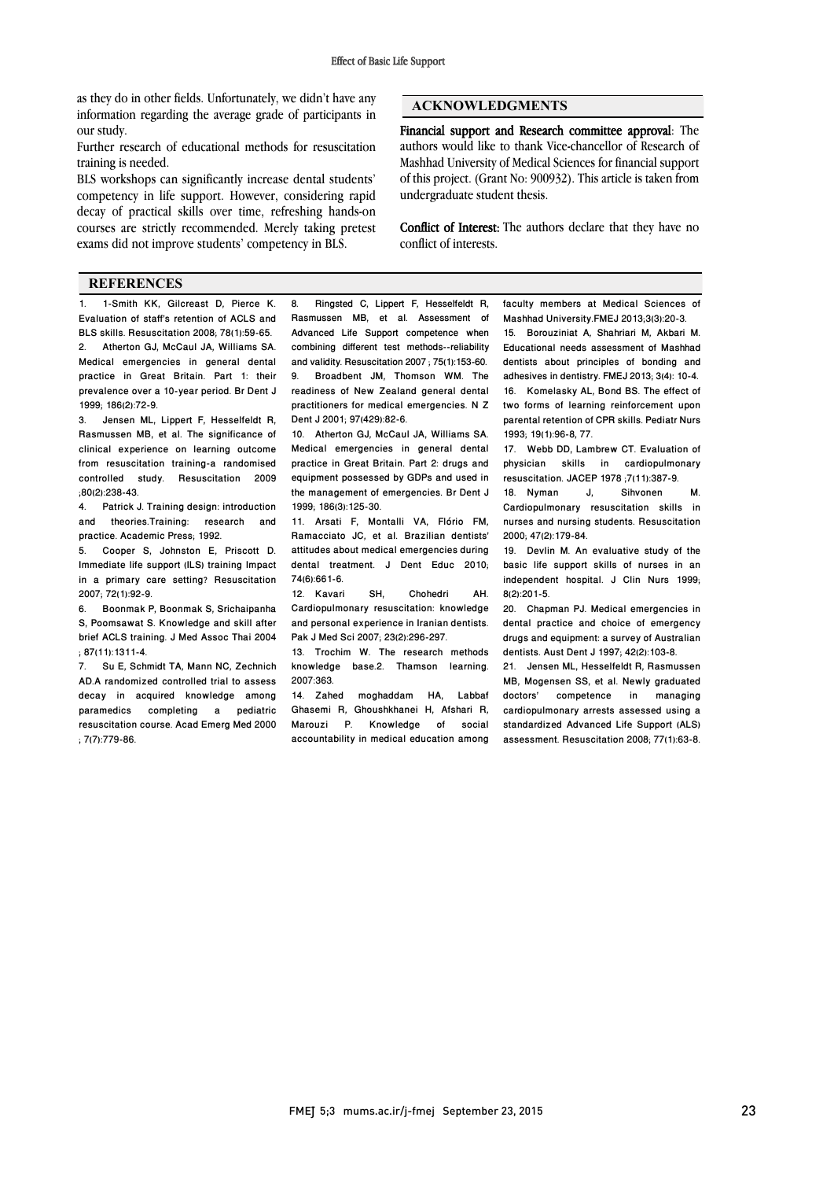as they do in other fields. Unfortunately, we didn't have any information regarding the average grade of participants in our study.

Further research of educational methods for resuscitation training is needed.

BLS workshops can significantly increase dental students' competency in life support. However, considering rapid decay of practical skills over time, refreshing hands-on courses are strictly recommended. Merely taking pretest exams did not improve students' competency in BLS.

## ACKNOWLEDGMENTS

**Financial support and Research committee approval**: The authors would like to thank Vice-chancellor of Research of Mashhad University of Medical Sciences for financial support of this project. (Grant No: 900932). This article is taken from undergraduate student thesis.

**Conflict of Interest:** The authors declare that they have no conflict of interests.

## REFERENCES

1. 1-Smith KK, Gilcreast D, Pierce K. Evaluation of staff's retention of ACLS and BLS skills. Resuscitation 2008; 78(1):59-65.
2. Atherton GJ, McCaul JA, Williams SA. Medical emergencies in general dental practice in Great Britain. Part 1: their prevalence over a 10-year period. Br Dent J 1999; 186(2):72-9.
3. Jensen ML, Lippert F, Hesselfeldt R, Rasmussen MB, et al. The significance of clinical experience on learning outcome from resuscitation training-a randomised controlled study. Resuscitation 2009 ;80(2):238-43.
4. Patrick J. Training design: introduction and theories.Training: research and practice. Academic Press; 1992.
5. Cooper S, Johnston E, Priscott D. Immediate life support (ILS) training Impact in a primary care setting? Resuscitation 2007; 72(1):92-9.
6. Boonmak P, Boonmak S, Srichaipanha S, Poomsawat S. Knowledge and skill after brief ACLS training. J Med Assoc Thai 2004 ; 87(11):1311-4.
7. Su E, Schmidt TA, Mann NC, Zechnich AD.A randomized controlled trial to assess decay in acquired knowledge among paramedics completing a pediatric resuscitation course. Acad Emerg Med 2000 ; 7(7):779-86.
8. Ringsted C, Lippert F, Hesselfeldt R, Rasmussen MB, et al. Assessment of Advanced Life Support competence when combining different test methods--reliability and validity. Resuscitation 2007 ; 75(1):153-60.
9. Broadbent JM, Thomson WM. The readiness of New Zealand general dental practitioners for medical emergencies. N Z Dent J 2001; 97(429):82-6.
10. Atherton GJ, McCaul JA, Williams SA. Medical emergencies in general dental practice in Great Britain. Part 2: drugs and equipment possessed by GDPs and used in the management of emergencies. Br Dent J 1999; 186(3):125-30.
11. Arsati F, Montalli VA, Flório FM, Ramacciato JC, et al. Brazilian dentists' attitudes about medical emergencies during dental treatment. J Dent Educ 2010; 74(6):661-6.
12. Kavari SH, Chohedri AH. Cardiopulmonary resuscitation: knowledge and personal experience in Iranian dentists. Pak J Med Sci 2007; 23(2):296-297.
13. Trochim W. The research methods knowledge base.2. Thamson learning. 2007:363.
14. Zahed moghaddam HA, Labbaf Ghasemi R, Ghoushkhanei H, Afshari R, Marouzi P. Knowledge of social accountability in medical education among faculty members at Medical Sciences of Mashhad University.FMEJ 2013;3(3):20-3.
15. Borouziniat A, Shahriari M, Akbari M. Educational needs assessment of Mashhad dentists about principles of bonding and adhesives in dentistry. FMEJ 2013; 3(4): 10-4.
16. Komelasky AL, Bond BS. The effect of two forms of learning reinforcement upon parental retention of CPR skills. Pediatr Nurs 1993; 19(1):96-8, 77.
17. Webb DD, Lambrew CT. Evaluation of physician skills in cardiopulmonary resuscitation. JACEP 1978 ;7(11):387-9.
18. Nyman J, Sihvonen M. Cardiopulmonary resuscitation skills in nurses and nursing students. Resuscitation 2000; 47(2):179-84.
19. Devlin M. An evaluative study of the basic life support skills of nurses in an independent hospital. J Clin Nurs 1999; 8(2):201-5.
20. Chapman PJ. Medical emergencies in dental practice and choice of emergency drugs and equipment: a survey of Australian dentists. Aust Dent J 1997; 42(2):103-8.
21. Jensen ML, Hesselfeldt R, Rasmussen MB, Mogensen SS, et al. Newly graduated doctors' competence in managing cardiopulmonary arrests assessed using a standardized Advanced Life Support (ALS) assessment. Resuscitation 2008; 77(1):63-8.